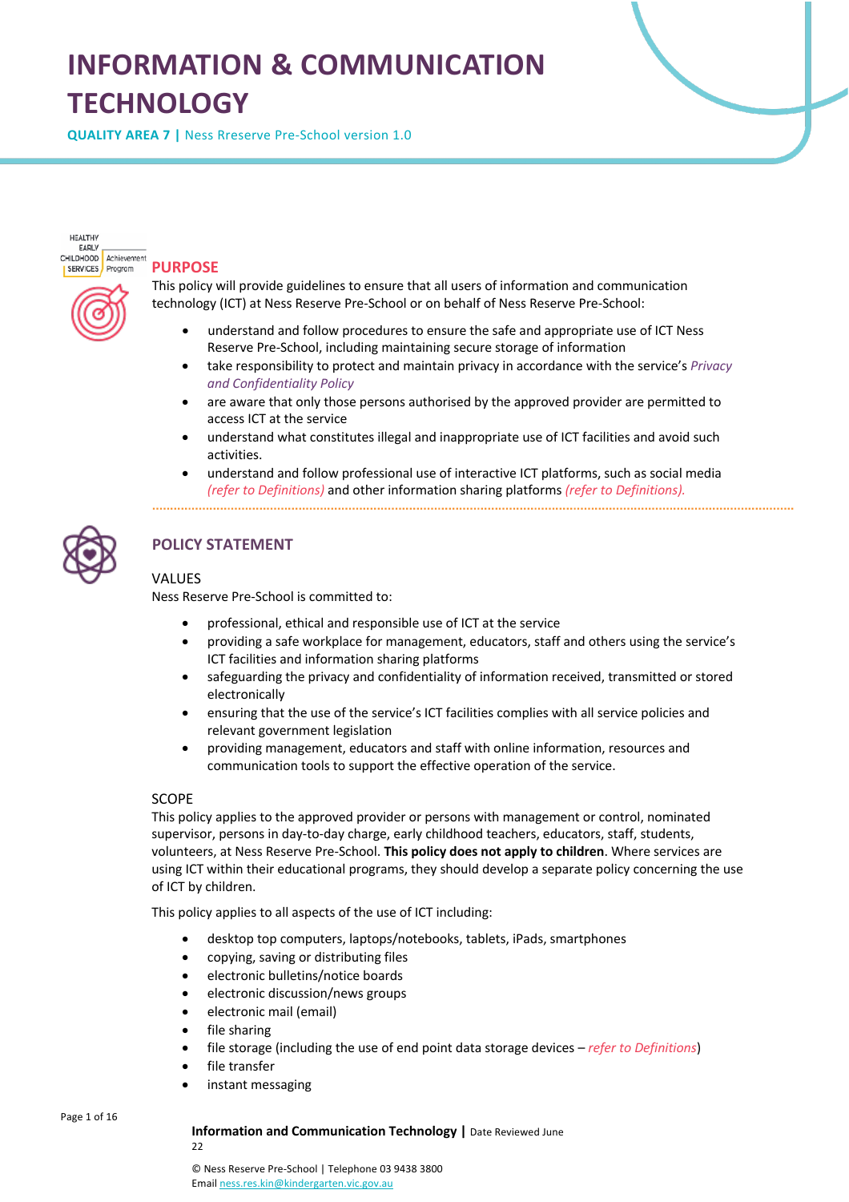# INFORMATION & COMMUNICATION TECHNOLOGY

**QUALITY AREA 7 |** Ness Rreserve Pre-School version 1.0

## PURPOSE

This policy will provide guidelines to ensure that all users of information and communication technology (ICT) at Ness Reserve Pre-School or on behalf of Ness Reserve Pre-School:

- understand and follow procedures to ensure the safe and appropriate use of ICT Ness Reserve Pre-School, including maintaining secure storage of information
- take responsibility to protect and maintain privacy in accordance with the service's *Privacy and Confidentiality Policy*
- are aware that only those persons authorised by the approved provider are permitted to access ICT at the service
- understand what constitutes illegal and inappropriate use of ICT facilities and avoid such activities.
- understand and follow professional use of interactive ICT platforms, such as social media *(refer to Definitions)* and other information sharing platforms *(refer to Definitions).*

## POLICY STATEMENT

### VALUES

Ness Reserve Pre-School is committed to:

- professional, ethical and responsible use of ICT at the service
- providing a safe workplace for management, educators, staff and others using the service's ICT facilities and information sharing platforms
- safeguarding the privacy and confidentiality of information received, transmitted or stored electronically
- ensuring that the use of the service's ICT facilities complies with all service policies and relevant government legislation
- providing management, educators and staff with online information, resources and communication tools to support the effective operation of the service.

### SCOPE

This policy applies to the approved provider or persons with management or control, nominated supervisor, persons in day-to-day charge, early childhood teachers, educators, staff, students, volunteers, at Ness Reserve Pre-School. **This policy does not apply to children**. Where services are using ICT within their educational programs, they should develop a separate policy concerning the use of ICT by children.

This policy applies to all aspects of the use of ICT including:

- desktop top computers, laptops/notebooks, tablets, iPads, smartphones
- copying, saving or distributing files
- electronic bulletins/notice boards
- electronic discussion/news groups
- electronic mail (email)
- file sharing
- file storage (including the use of end point data storage devices – *refer to Definitions*)
- file transfer
- instant messaging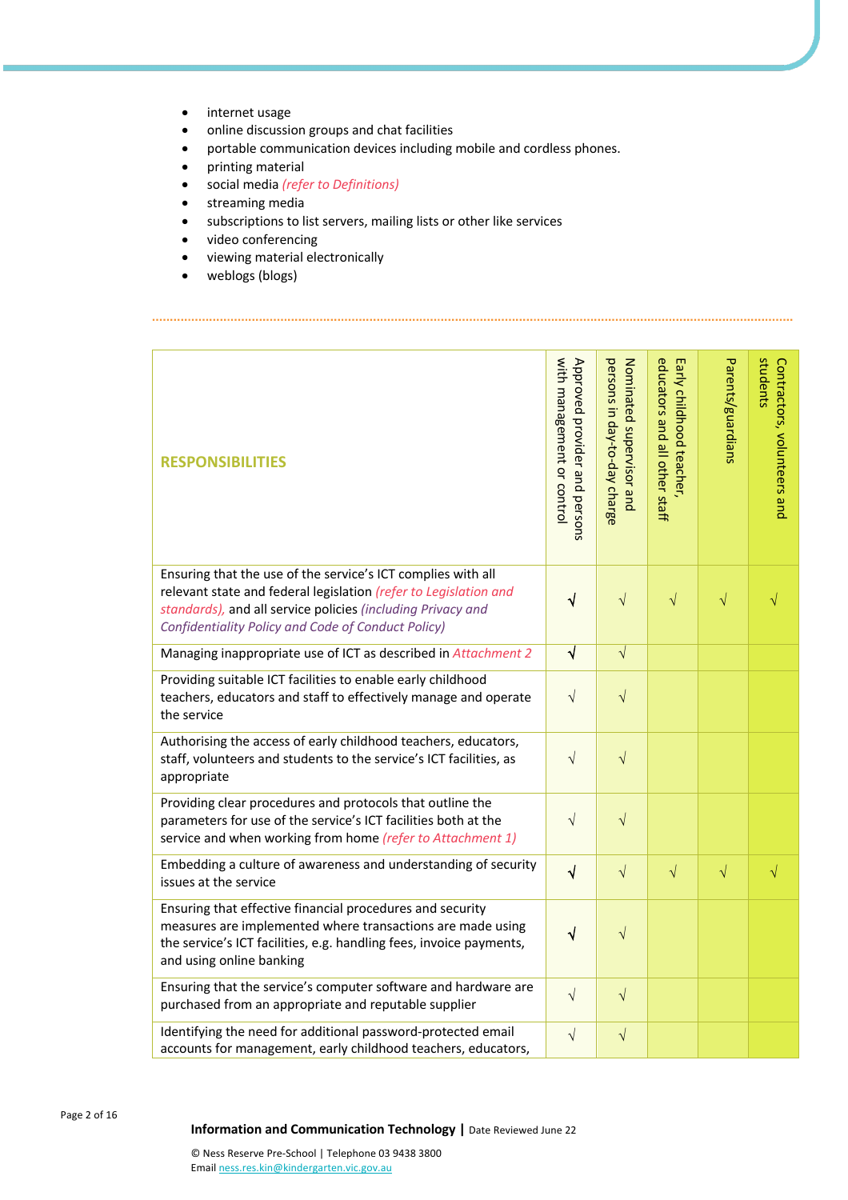- internet usage
- online discussion groups and chat facilities
- portable communication devices including mobile and cordless phones.
- printing material
- social media *(refer to Definitions)*
- streaming media
- subscriptions to list servers, mailing lists or other like services
- video conferencing
- viewing material electronically
- weblogs (blogs)

| RESPONSIBILITIES | Approved provider and persons with management or control | Nominated supervisor and persons in day-to-day charge | Early childhood teacher, educators and all other staff | Parents/guardians | Contractors, volunteers and students |
|---|---|---|---|---|---|
| Ensuring that the use of the service's ICT complies with all relevant state and federal legislation *(refer to Legislation and standards)*, and all service policies *(including Privacy and Confidentiality Policy and Code of Conduct Policy)* | √ | √ | √ | √ | √ |
| Managing inappropriate use of ICT as described in *Attachment 2* | √ | √ | | | |
| Providing suitable ICT facilities to enable early childhood teachers, educators and staff to effectively manage and operate the service | √ | √ | | | |
| Authorising the access of early childhood teachers, educators, staff, volunteers and students to the service's ICT facilities, as appropriate | √ | √ | | | |
| Providing clear procedures and protocols that outline the parameters for use of the service's ICT facilities both at the service and when working from home *(refer to Attachment 1)* | √ | √ | | | |
| Embedding a culture of awareness and understanding of security issues at the service | √ | √ | √ | √ | √ |
| Ensuring that effective financial procedures and security measures are implemented where transactions are made using the service's ICT facilities, e.g. handling fees, invoice payments, and using online banking | √ | √ | | | |
| Ensuring that the service's computer software and hardware are purchased from an appropriate and reputable supplier | √ | √ | | | |
| Identifying the need for additional password-protected email accounts for management, early childhood teachers, educators, | √ | √ | | | |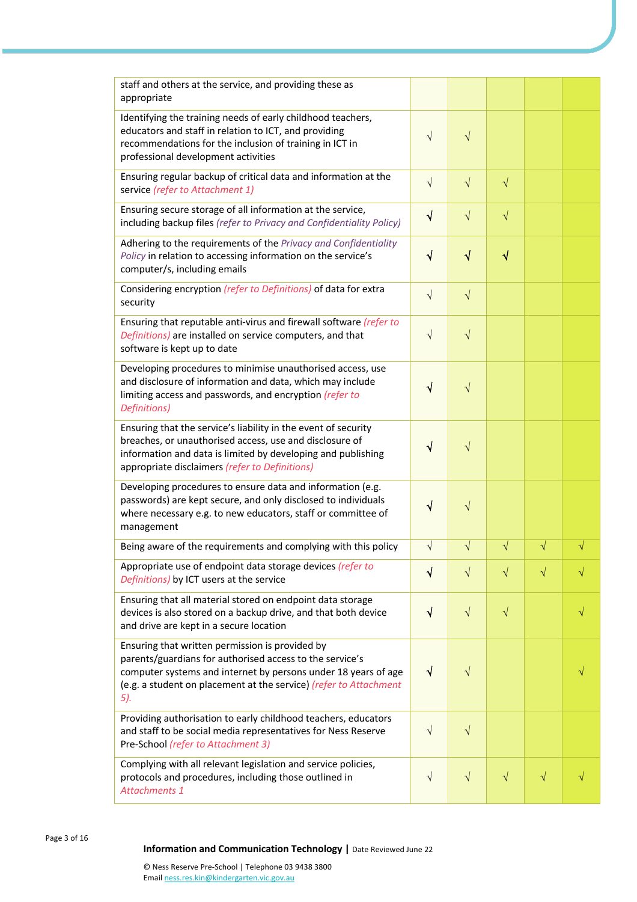| | | | | | |
|---|---|---|---|---|---|
| staff and others at the service, and providing these as appropriate | | | | | |
| Identifying the training needs of early childhood teachers, educators and staff in relation to ICT, and providing recommendations for the inclusion of training in ICT in professional development activities | √ | √ | | | |
| Ensuring regular backup of critical data and information at the service *(refer to Attachment 1)* | √ | √ | √ | | |
| Ensuring secure storage of all information at the service, including backup files *(refer to Privacy and Confidentiality Policy)* | √ | √ | √ | | |
| Adhering to the requirements of the *Privacy and Confidentiality Policy* in relation to accessing information on the service's computer/s, including emails | √ | √ | √ | | |
| Considering encryption *(refer to Definitions)* of data for extra security | √ | √ | | | |
| Ensuring that reputable anti-virus and firewall software *(refer to Definitions)* are installed on service computers, and that software is kept up to date | √ | √ | | | |
| Developing procedures to minimise unauthorised access, use and disclosure of information and data, which may include limiting access and passwords, and encryption *(refer to Definitions)* | √ | √ | | | |
| Ensuring that the service's liability in the event of security breaches, or unauthorised access, use and disclosure of information and data is limited by developing and publishing appropriate disclaimers *(refer to Definitions)* | √ | √ | | | |
| Developing procedures to ensure data and information (e.g. passwords) are kept secure, and only disclosed to individuals where necessary e.g. to new educators, staff or committee of management | √ | √ | | | |
| Being aware of the requirements and complying with this policy | √ | √ | √ | √ | √ |
| Appropriate use of endpoint data storage devices *(refer to Definitions)* by ICT users at the service | √ | √ | √ | √ | √ |
| Ensuring that all material stored on endpoint data storage devices is also stored on a backup drive, and that both device and drive are kept in a secure location | √ | √ | √ | | √ |
| Ensuring that written permission is provided by parents/guardians for authorised access to the service's computer systems and internet by persons under 18 years of age (e.g. a student on placement at the service) *(refer to Attachment 5).* | √ | √ | | | √ |
| Providing authorisation to early childhood teachers, educators and staff to be social media representatives for Ness Reserve Pre-School *(refer to Attachment 3)* | √ | √ | | | |
| Complying with all relevant legislation and service policies, protocols and procedures, including those outlined in *Attachments 1* | √ | √ | √ | √ | √ |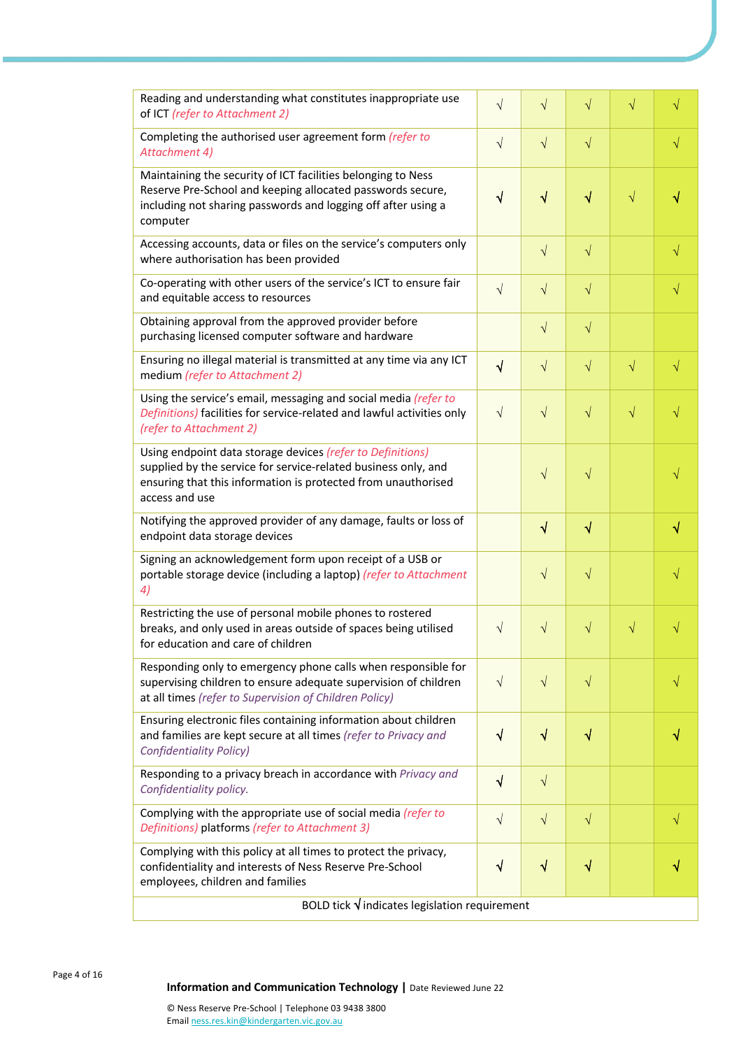| | | | | | |
|---|---|---|---|---|---|
| Reading and understanding what constitutes inappropriate use of ICT *(refer to Attachment 2)* | √ | √ | √ | √ | √ |
| Completing the authorised user agreement form *(refer to Attachment 4)* | √ | √ | √ | | √ |
| Maintaining the security of ICT facilities belonging to Ness Reserve Pre-School and keeping allocated passwords secure, including not sharing passwords and logging off after using a computer | **√** | **√** | **√** | √ | **√** |
| Accessing accounts, data or files on the service's computers only where authorisation has been provided | | √ | √ | | √ |
| Co-operating with other users of the service's ICT to ensure fair and equitable access to resources | √ | √ | √ | | √ |
| Obtaining approval from the approved provider before purchasing licensed computer software and hardware | | √ | √ | | |
| Ensuring no illegal material is transmitted at any time via any ICT medium *(refer to Attachment 2)* | **√** | √ | √ | √ | √ |
| Using the service's email, messaging and social media *(refer to Definitions)* facilities for service-related and lawful activities only *(refer to Attachment 2)* | √ | √ | √ | √ | √ |
| Using endpoint data storage devices *(refer to Definitions)* supplied by the service for service-related business only, and ensuring that this information is protected from unauthorised access and use | | √ | √ | | √ |
| Notifying the approved provider of any damage, faults or loss of endpoint data storage devices | | **√** | **√** | | **√** |
| Signing an acknowledgement form upon receipt of a USB or portable storage device (including a laptop) *(refer to Attachment 4)* | | √ | √ | | √ |
| Restricting the use of personal mobile phones to rostered breaks, and only used in areas outside of spaces being utilised for education and care of children | √ | √ | √ | √ | √ |
| Responding only to emergency phone calls when responsible for supervising children to ensure adequate supervision of children at all times *(refer to Supervision of Children Policy)* | √ | √ | √ | | √ |
| Ensuring electronic files containing information about children and families are kept secure at all times *(refer to Privacy and Confidentiality Policy)* | **√** | **√** | **√** | | **√** |
| Responding to a privacy breach in accordance with *Privacy and Confidentiality policy.* | **√** | √ | | | |
| Complying with the appropriate use of social media *(refer to Definitions)* platforms *(refer to Attachment 3)* | √ | √ | √ | | √ |
| Complying with this policy at all times to protect the privacy, confidentiality and interests of Ness Reserve Pre-School employees, children and families | **√** | **√** | **√** | | **√** |

BOLD tick **√** indicates legislation requirement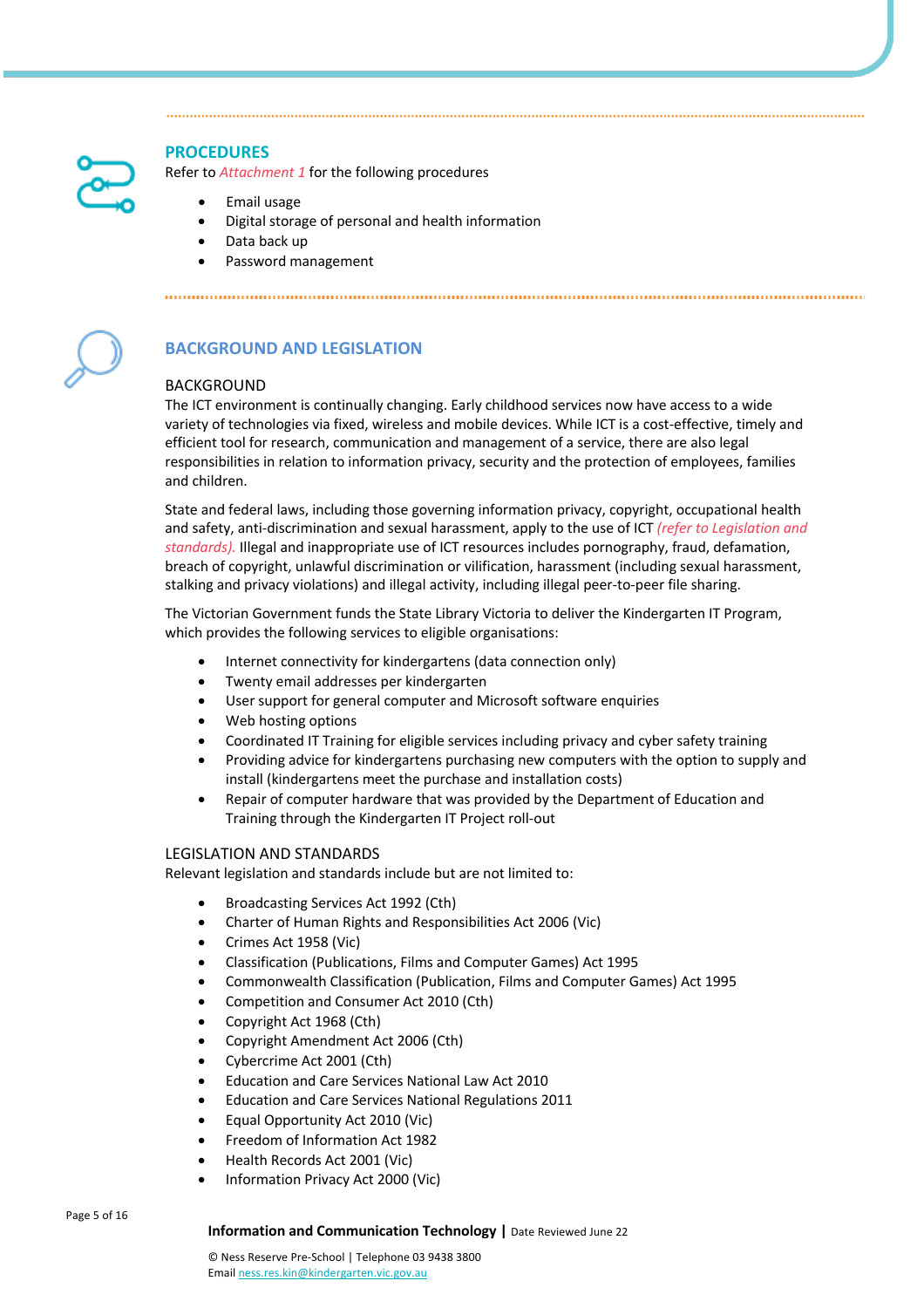## PROCEDURES

Refer to *Attachment 1* for the following procedures

- Email usage
- Digital storage of personal and health information
- Data back up
- Password management

## BACKGROUND AND LEGISLATION

### BACKGROUND

The ICT environment is continually changing. Early childhood services now have access to a wide variety of technologies via fixed, wireless and mobile devices. While ICT is a cost-effective, timely and efficient tool for research, communication and management of a service, there are also legal responsibilities in relation to information privacy, security and the protection of employees, families and children.

State and federal laws, including those governing information privacy, copyright, occupational health and safety, anti-discrimination and sexual harassment, apply to the use of ICT *(refer to Legislation and standards).* Illegal and inappropriate use of ICT resources includes pornography, fraud, defamation, breach of copyright, unlawful discrimination or vilification, harassment (including sexual harassment, stalking and privacy violations) and illegal activity, including illegal peer-to-peer file sharing.

The Victorian Government funds the State Library Victoria to deliver the Kindergarten IT Program, which provides the following services to eligible organisations:

- Internet connectivity for kindergartens (data connection only)
- Twenty email addresses per kindergarten
- User support for general computer and Microsoft software enquiries
- Web hosting options
- Coordinated IT Training for eligible services including privacy and cyber safety training
- Providing advice for kindergartens purchasing new computers with the option to supply and install (kindergartens meet the purchase and installation costs)
- Repair of computer hardware that was provided by the Department of Education and Training through the Kindergarten IT Project roll-out

### LEGISLATION AND STANDARDS

Relevant legislation and standards include but are not limited to:

- Broadcasting Services Act 1992 (Cth)
- Charter of Human Rights and Responsibilities Act 2006 (Vic)
- Crimes Act 1958 (Vic)
- Classification (Publications, Films and Computer Games) Act 1995
- Commonwealth Classification (Publication, Films and Computer Games) Act 1995
- Competition and Consumer Act 2010 (Cth)
- Copyright Act 1968 (Cth)
- Copyright Amendment Act 2006 (Cth)
- Cybercrime Act 2001 (Cth)
- Education and Care Services National Law Act 2010
- Education and Care Services National Regulations 2011
- Equal Opportunity Act 2010 (Vic)
- Freedom of Information Act 1982
- Health Records Act 2001 (Vic)
- Information Privacy Act 2000 (Vic)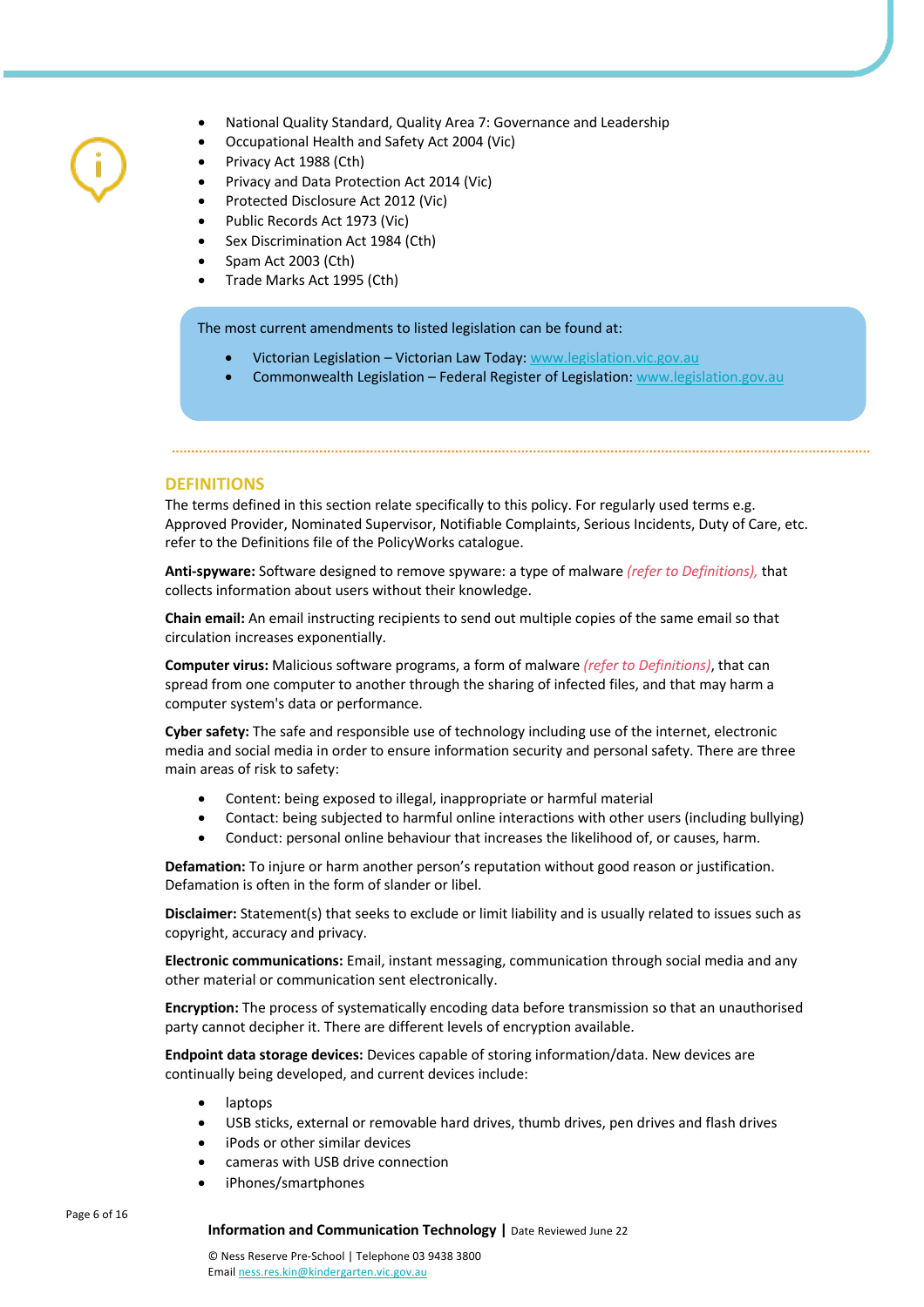- National Quality Standard, Quality Area 7: Governance and Leadership
- Occupational Health and Safety Act 2004 (Vic)
- Privacy Act 1988 (Cth)
- Privacy and Data Protection Act 2014 (Vic)
- Protected Disclosure Act 2012 (Vic)
- Public Records Act 1973 (Vic)
- Sex Discrimination Act 1984 (Cth)
- Spam Act 2003 (Cth)
- Trade Marks Act 1995 (Cth)

The most current amendments to listed legislation can be found at:

- Victorian Legislation – Victorian Law Today: www.legislation.vic.gov.au
- Commonwealth Legislation – Federal Register of Legislation: www.legislation.gov.au

## DEFINITIONS

The terms defined in this section relate specifically to this policy. For regularly used terms e.g. Approved Provider, Nominated Supervisor, Notifiable Complaints, Serious Incidents, Duty of Care, etc. refer to the Definitions file of the PolicyWorks catalogue.

**Anti-spyware:** Software designed to remove spyware: a type of malware *(refer to Definitions),* that collects information about users without their knowledge.

**Chain email:** An email instructing recipients to send out multiple copies of the same email so that circulation increases exponentially.

**Computer virus:** Malicious software programs, a form of malware *(refer to Definitions)*, that can spread from one computer to another through the sharing of infected files, and that may harm a computer system's data or performance.

**Cyber safety:** The safe and responsible use of technology including use of the internet, electronic media and social media in order to ensure information security and personal safety. There are three main areas of risk to safety:

- Content: being exposed to illegal, inappropriate or harmful material
- Contact: being subjected to harmful online interactions with other users (including bullying)
- Conduct: personal online behaviour that increases the likelihood of, or causes, harm.

**Defamation:** To injure or harm another person's reputation without good reason or justification. Defamation is often in the form of slander or libel.

**Disclaimer:** Statement(s) that seeks to exclude or limit liability and is usually related to issues such as copyright, accuracy and privacy.

**Electronic communications:** Email, instant messaging, communication through social media and any other material or communication sent electronically.

**Encryption:** The process of systematically encoding data before transmission so that an unauthorised party cannot decipher it. There are different levels of encryption available.

**Endpoint data storage devices:** Devices capable of storing information/data. New devices are continually being developed, and current devices include:

- laptops
- USB sticks, external or removable hard drives, thumb drives, pen drives and flash drives
- iPods or other similar devices
- cameras with USB drive connection
- iPhones/smartphones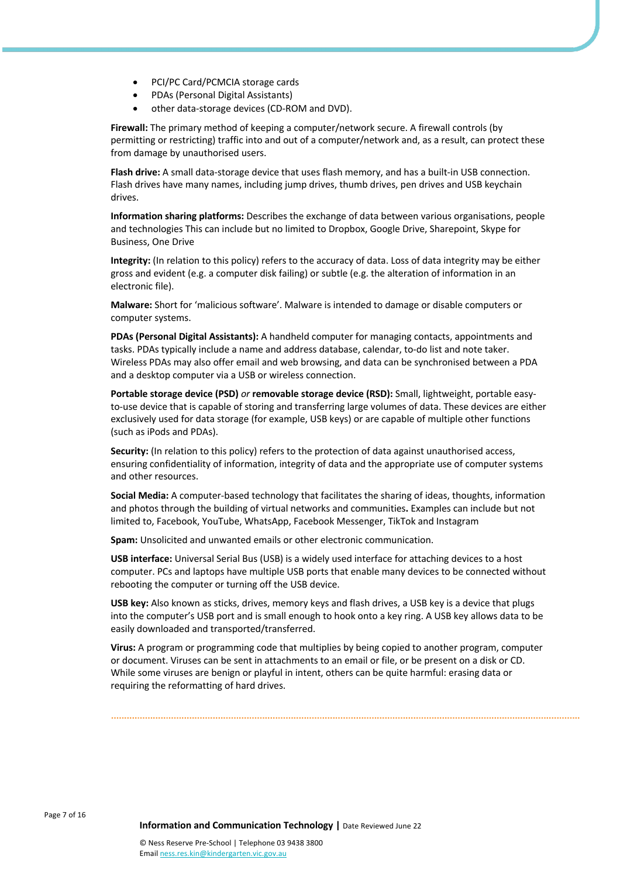- PCI/PC Card/PCMCIA storage cards
- PDAs (Personal Digital Assistants)
- other data-storage devices (CD-ROM and DVD).

**Firewall:** The primary method of keeping a computer/network secure. A firewall controls (by permitting or restricting) traffic into and out of a computer/network and, as a result, can protect these from damage by unauthorised users.

**Flash drive:** A small data-storage device that uses flash memory, and has a built-in USB connection. Flash drives have many names, including jump drives, thumb drives, pen drives and USB keychain drives.

**Information sharing platforms:** Describes the exchange of data between various organisations, people and technologies This can include but no limited to Dropbox, Google Drive, Sharepoint, Skype for Business, One Drive

**Integrity:** (In relation to this policy) refers to the accuracy of data. Loss of data integrity may be either gross and evident (e.g. a computer disk failing) or subtle (e.g. the alteration of information in an electronic file).

**Malware:** Short for 'malicious software'. Malware is intended to damage or disable computers or computer systems.

**PDAs (Personal Digital Assistants):** A handheld computer for managing contacts, appointments and tasks. PDAs typically include a name and address database, calendar, to-do list and note taker. Wireless PDAs may also offer email and web browsing, and data can be synchronised between a PDA and a desktop computer via a USB or wireless connection.

**Portable storage device (PSD)** *or* **removable storage device (RSD):** Small, lightweight, portable easy-to-use device that is capable of storing and transferring large volumes of data. These devices are either exclusively used for data storage (for example, USB keys) or are capable of multiple other functions (such as iPods and PDAs).

**Security:** (In relation to this policy) refers to the protection of data against unauthorised access, ensuring confidentiality of information, integrity of data and the appropriate use of computer systems and other resources.

**Social Media:** A computer-based technology that facilitates the sharing of ideas, thoughts, information and photos through the building of virtual networks and communities**.** Examples can include but not limited to, Facebook, YouTube, WhatsApp, Facebook Messenger, TikTok and Instagram

**Spam:** Unsolicited and unwanted emails or other electronic communication.

**USB interface:** Universal Serial Bus (USB) is a widely used interface for attaching devices to a host computer. PCs and laptops have multiple USB ports that enable many devices to be connected without rebooting the computer or turning off the USB device.

**USB key:** Also known as sticks, drives, memory keys and flash drives, a USB key is a device that plugs into the computer's USB port and is small enough to hook onto a key ring. A USB key allows data to be easily downloaded and transported/transferred.

**Virus:** A program or programming code that multiplies by being copied to another program, computer or document. Viruses can be sent in attachments to an email or file, or be present on a disk or CD. While some viruses are benign or playful in intent, others can be quite harmful: erasing data or requiring the reformatting of hard drives.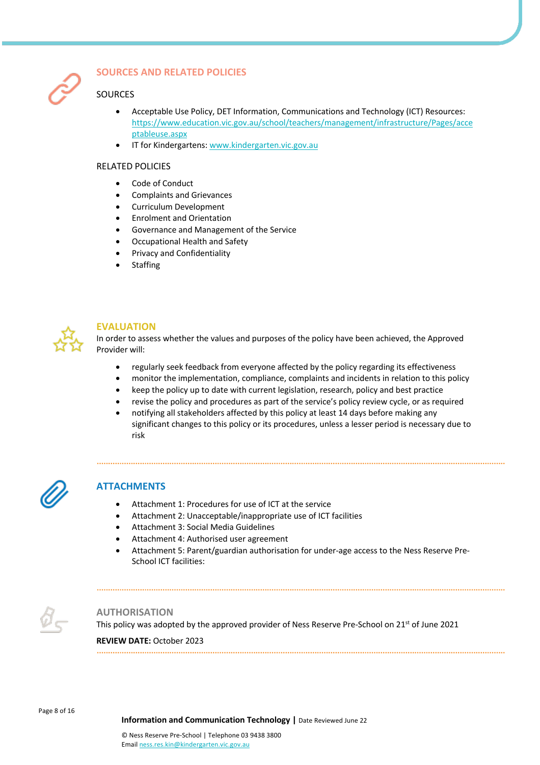## SOURCES AND RELATED POLICIES

### SOURCES

- Acceptable Use Policy, DET Information, Communications and Technology (ICT) Resources: https://www.education.vic.gov.au/school/teachers/management/infrastructure/Pages/acceptableuse.aspx
- IT for Kindergartens: www.kindergarten.vic.gov.au

### RELATED POLICIES

- Code of Conduct
- Complaints and Grievances
- Curriculum Development
- Enrolment and Orientation
- Governance and Management of the Service
- Occupational Health and Safety
- Privacy and Confidentiality
- Staffing

## EVALUATION

In order to assess whether the values and purposes of the policy have been achieved, the Approved Provider will:

- regularly seek feedback from everyone affected by the policy regarding its effectiveness
- monitor the implementation, compliance, complaints and incidents in relation to this policy
- keep the policy up to date with current legislation, research, policy and best practice
- revise the policy and procedures as part of the service's policy review cycle, or as required
- notifying all stakeholders affected by this policy at least 14 days before making any significant changes to this policy or its procedures, unless a lesser period is necessary due to risk

## ATTACHMENTS

- Attachment 1: Procedures for use of ICT at the service
- Attachment 2: Unacceptable/inappropriate use of ICT facilities
- Attachment 3: Social Media Guidelines
- Attachment 4: Authorised user agreement
- Attachment 5: Parent/guardian authorisation for under-age access to the Ness Reserve Pre-School ICT facilities:

## AUTHORISATION

This policy was adopted by the approved provider of Ness Reserve Pre-School on 21st of June 2021

**REVIEW DATE:** October 2023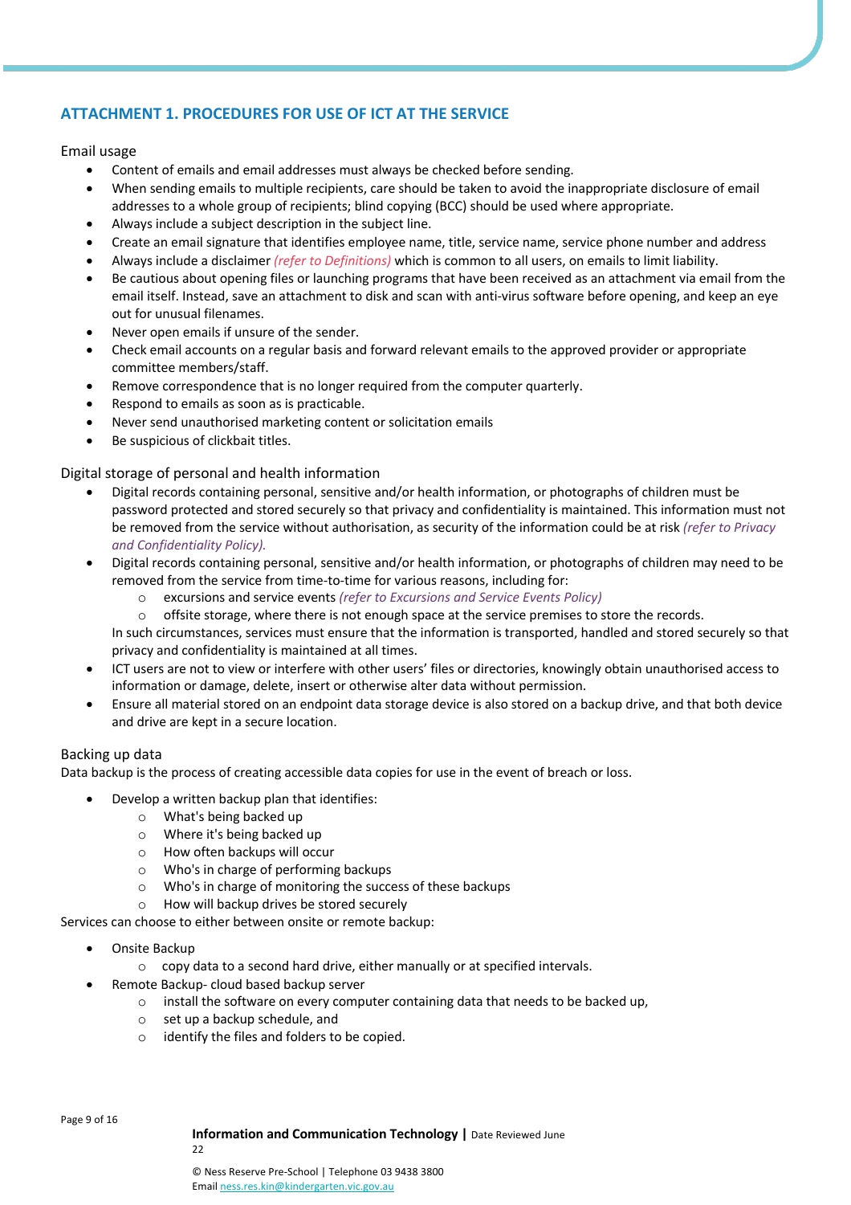## ATTACHMENT 1. PROCEDURES FOR USE OF ICT AT THE SERVICE

### Email usage

- Content of emails and email addresses must always be checked before sending.
- When sending emails to multiple recipients, care should be taken to avoid the inappropriate disclosure of email addresses to a whole group of recipients; blind copying (BCC) should be used where appropriate.
- Always include a subject description in the subject line.
- Create an email signature that identifies employee name, title, service name, service phone number and address
- Always include a disclaimer *(refer to Definitions)* which is common to all users, on emails to limit liability.
- Be cautious about opening files or launching programs that have been received as an attachment via email from the email itself. Instead, save an attachment to disk and scan with anti-virus software before opening, and keep an eye out for unusual filenames.
- Never open emails if unsure of the sender.
- Check email accounts on a regular basis and forward relevant emails to the approved provider or appropriate committee members/staff.
- Remove correspondence that is no longer required from the computer quarterly.
- Respond to emails as soon as is practicable.
- Never send unauthorised marketing content or solicitation emails
- Be suspicious of clickbait titles.

### Digital storage of personal and health information

- Digital records containing personal, sensitive and/or health information, or photographs of children must be password protected and stored securely so that privacy and confidentiality is maintained. This information must not be removed from the service without authorisation, as security of the information could be at risk *(refer to Privacy and Confidentiality Policy).*
- Digital records containing personal, sensitive and/or health information, or photographs of children may need to be removed from the service from time-to-time for various reasons, including for:
  - excursions and service events *(refer to Excursions and Service Events Policy)*
  - offsite storage, where there is not enough space at the service premises to store the records.

  In such circumstances, services must ensure that the information is transported, handled and stored securely so that privacy and confidentiality is maintained at all times.
- ICT users are not to view or interfere with other users' files or directories, knowingly obtain unauthorised access to information or damage, delete, insert or otherwise alter data without permission.
- Ensure all material stored on an endpoint data storage device is also stored on a backup drive, and that both device and drive are kept in a secure location.

### Backing up data

Data backup is the process of creating accessible data copies for use in the event of breach or loss.

- Develop a written backup plan that identifies:
  - What's being backed up
  - Where it's being backed up
  - How often backups will occur
  - Who's in charge of performing backups
  - Who's in charge of monitoring the success of these backups
  - How will backup drives be stored securely

Services can choose to either between onsite or remote backup:

- Onsite Backup
  - copy data to a second hard drive, either manually or at specified intervals.
- Remote Backup- cloud based backup server
  - install the software on every computer containing data that needs to be backed up,
  - set up a backup schedule, and
  - identify the files and folders to be copied.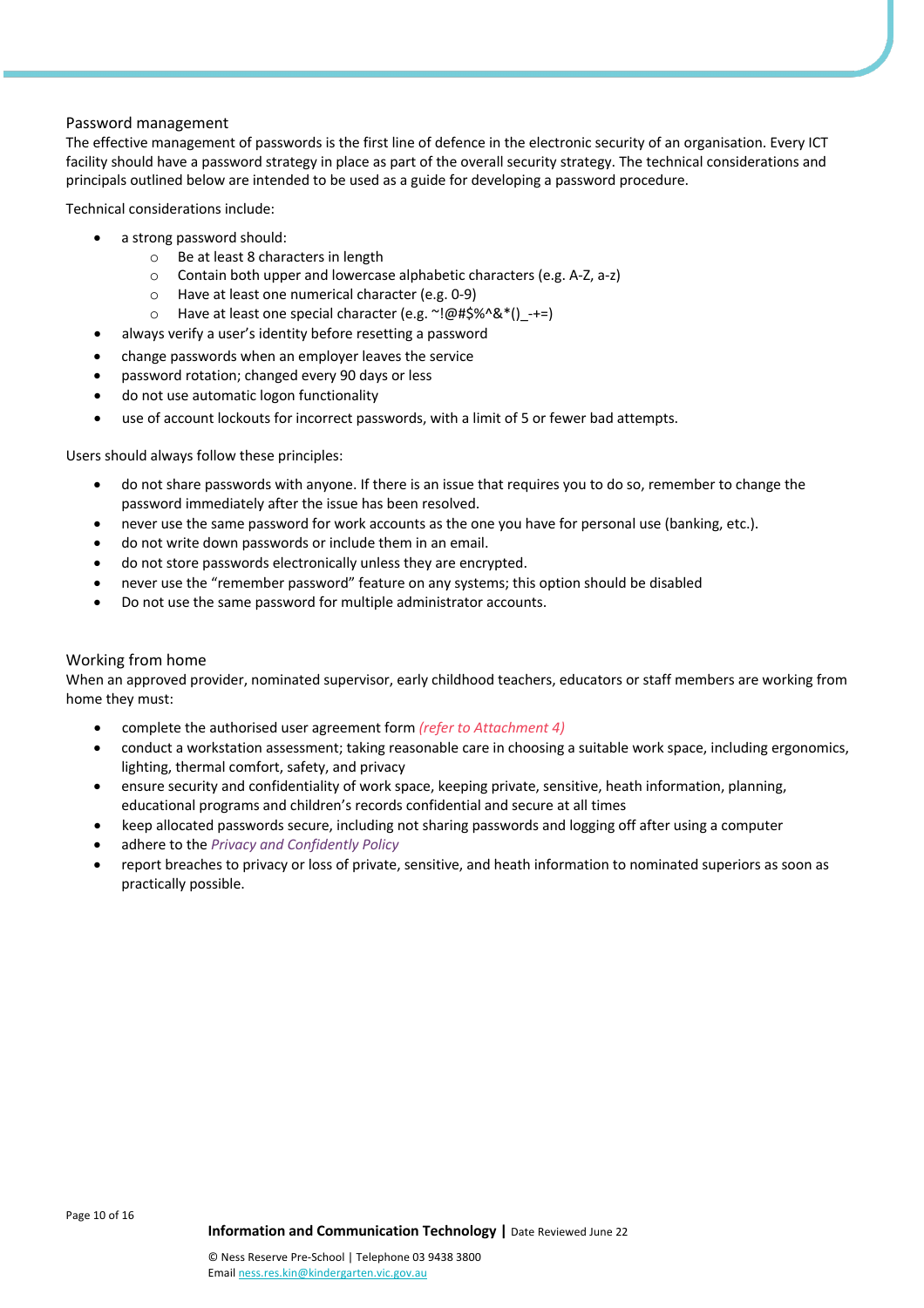### Password management

The effective management of passwords is the first line of defence in the electronic security of an organisation. Every ICT facility should have a password strategy in place as part of the overall security strategy. The technical considerations and principals outlined below are intended to be used as a guide for developing a password procedure.

Technical considerations include:

- a strong password should:
  - Be at least 8 characters in length
  - Contain both upper and lowercase alphabetic characters (e.g. A-Z, a-z)
  - Have at least one numerical character (e.g. 0-9)
  - Have at least one special character (e.g. ~!@#$%^&*()_-+=)
- always verify a user's identity before resetting a password
- change passwords when an employer leaves the service
- password rotation; changed every 90 days or less
- do not use automatic logon functionality
- use of account lockouts for incorrect passwords, with a limit of 5 or fewer bad attempts.

Users should always follow these principles:

- do not share passwords with anyone. If there is an issue that requires you to do so, remember to change the password immediately after the issue has been resolved.
- never use the same password for work accounts as the one you have for personal use (banking, etc.).
- do not write down passwords or include them in an email.
- do not store passwords electronically unless they are encrypted.
- never use the "remember password" feature on any systems; this option should be disabled
- Do not use the same password for multiple administrator accounts.

### Working from home

When an approved provider, nominated supervisor, early childhood teachers, educators or staff members are working from home they must:

- complete the authorised user agreement form *(refer to Attachment 4)*
- conduct a workstation assessment; taking reasonable care in choosing a suitable work space, including ergonomics, lighting, thermal comfort, safety, and privacy
- ensure security and confidentiality of work space, keeping private, sensitive, heath information, planning, educational programs and children's records confidential and secure at all times
- keep allocated passwords secure, including not sharing passwords and logging off after using a computer
- adhere to the *Privacy and Confidently Policy*
- report breaches to privacy or loss of private, sensitive, and heath information to nominated superiors as soon as practically possible.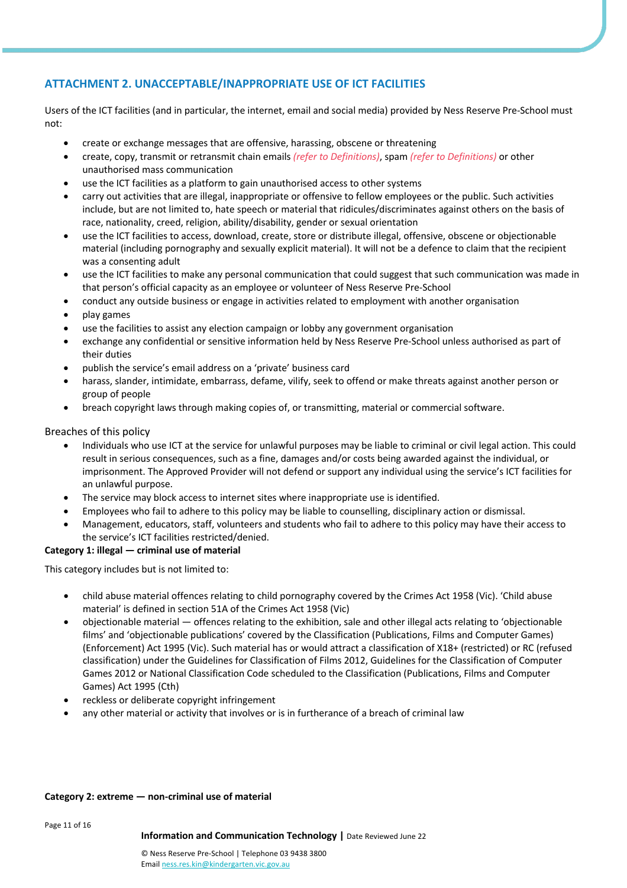## ATTACHMENT 2. UNACCEPTABLE/INAPPROPRIATE USE OF ICT FACILITIES

Users of the ICT facilities (and in particular, the internet, email and social media) provided by Ness Reserve Pre-School must not:

- create or exchange messages that are offensive, harassing, obscene or threatening
- create, copy, transmit or retransmit chain emails *(refer to Definitions)*, spam *(refer to Definitions)* or other unauthorised mass communication
- use the ICT facilities as a platform to gain unauthorised access to other systems
- carry out activities that are illegal, inappropriate or offensive to fellow employees or the public. Such activities include, but are not limited to, hate speech or material that ridicules/discriminates against others on the basis of race, nationality, creed, religion, ability/disability, gender or sexual orientation
- use the ICT facilities to access, download, create, store or distribute illegal, offensive, obscene or objectionable material (including pornography and sexually explicit material). It will not be a defence to claim that the recipient was a consenting adult
- use the ICT facilities to make any personal communication that could suggest that such communication was made in that person's official capacity as an employee or volunteer of Ness Reserve Pre-School
- conduct any outside business or engage in activities related to employment with another organisation
- play games
- use the facilities to assist any election campaign or lobby any government organisation
- exchange any confidential or sensitive information held by Ness Reserve Pre-School unless authorised as part of their duties
- publish the service's email address on a 'private' business card
- harass, slander, intimidate, embarrass, defame, vilify, seek to offend or make threats against another person or group of people
- breach copyright laws through making copies of, or transmitting, material or commercial software.

### Breaches of this policy

- Individuals who use ICT at the service for unlawful purposes may be liable to criminal or civil legal action. This could result in serious consequences, such as a fine, damages and/or costs being awarded against the individual, or imprisonment. The Approved Provider will not defend or support any individual using the service's ICT facilities for an unlawful purpose.
- The service may block access to internet sites where inappropriate use is identified.
- Employees who fail to adhere to this policy may be liable to counselling, disciplinary action or dismissal.
- Management, educators, staff, volunteers and students who fail to adhere to this policy may have their access to the service's ICT facilities restricted/denied.

**Category 1: illegal — criminal use of material**

This category includes but is not limited to:

- child abuse material offences relating to child pornography covered by the Crimes Act 1958 (Vic). 'Child abuse material' is defined in section 51A of the Crimes Act 1958 (Vic)
- objectionable material — offences relating to the exhibition, sale and other illegal acts relating to 'objectionable films' and 'objectionable publications' covered by the Classification (Publications, Films and Computer Games) (Enforcement) Act 1995 (Vic). Such material has or would attract a classification of X18+ (restricted) or RC (refused classification) under the Guidelines for Classification of Films 2012, Guidelines for the Classification of Computer Games 2012 or National Classification Code scheduled to the Classification (Publications, Films and Computer Games) Act 1995 (Cth)
- reckless or deliberate copyright infringement
- any other material or activity that involves or is in furtherance of a breach of criminal law

**Category 2: extreme — non-criminal use of material**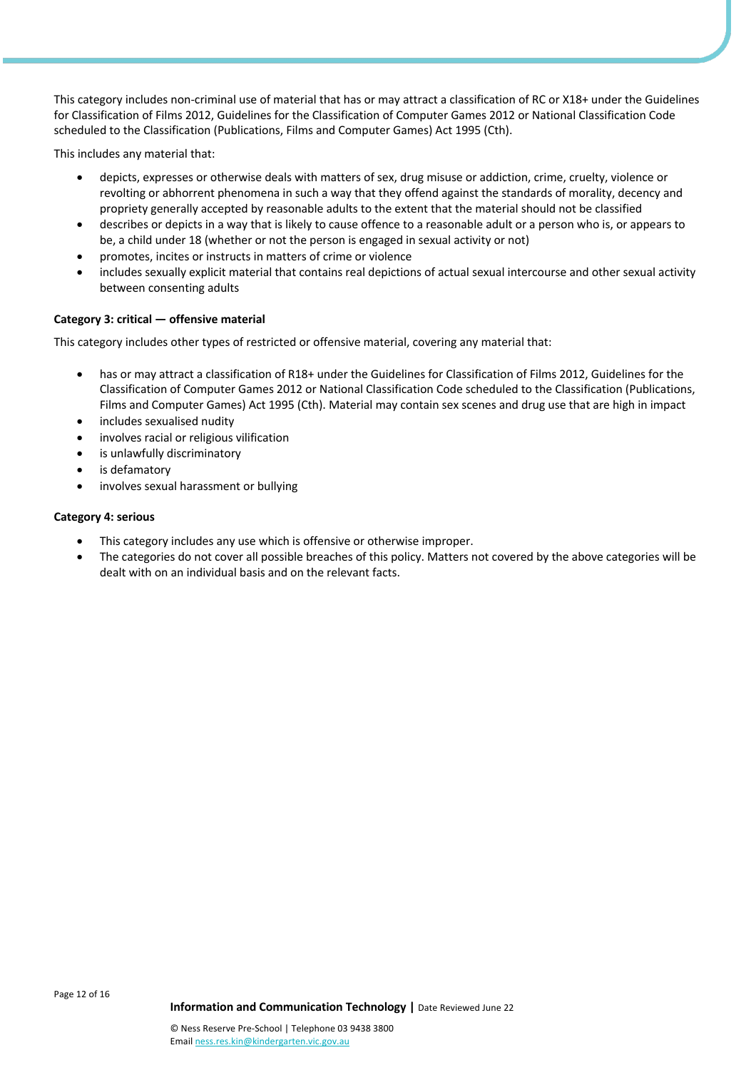This category includes non-criminal use of material that has or may attract a classification of RC or X18+ under the Guidelines for Classification of Films 2012, Guidelines for the Classification of Computer Games 2012 or National Classification Code scheduled to the Classification (Publications, Films and Computer Games) Act 1995 (Cth).

This includes any material that:

- depicts, expresses or otherwise deals with matters of sex, drug misuse or addiction, crime, cruelty, violence or revolting or abhorrent phenomena in such a way that they offend against the standards of morality, decency and propriety generally accepted by reasonable adults to the extent that the material should not be classified
- describes or depicts in a way that is likely to cause offence to a reasonable adult or a person who is, or appears to be, a child under 18 (whether or not the person is engaged in sexual activity or not)
- promotes, incites or instructs in matters of crime or violence
- includes sexually explicit material that contains real depictions of actual sexual intercourse and other sexual activity between consenting adults

**Category 3: critical — offensive material**

This category includes other types of restricted or offensive material, covering any material that:

- has or may attract a classification of R18+ under the Guidelines for Classification of Films 2012, Guidelines for the Classification of Computer Games 2012 or National Classification Code scheduled to the Classification (Publications, Films and Computer Games) Act 1995 (Cth). Material may contain sex scenes and drug use that are high in impact
- includes sexualised nudity
- involves racial or religious vilification
- is unlawfully discriminatory
- is defamatory
- involves sexual harassment or bullying

**Category 4: serious**

- This category includes any use which is offensive or otherwise improper.
- The categories do not cover all possible breaches of this policy. Matters not covered by the above categories will be dealt with on an individual basis and on the relevant facts.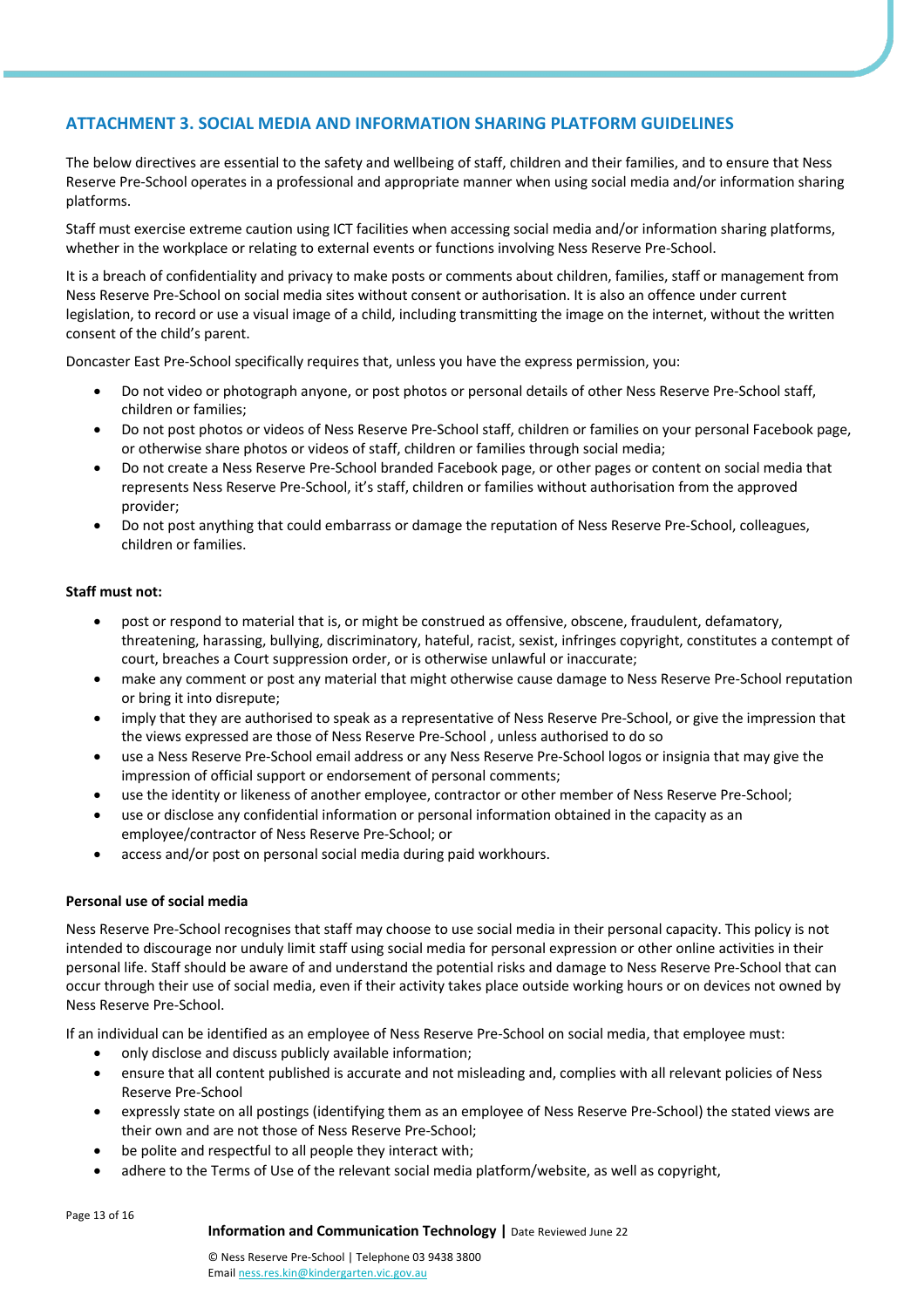## ATTACHMENT 3. SOCIAL MEDIA AND INFORMATION SHARING PLATFORM GUIDELINES

The below directives are essential to the safety and wellbeing of staff, children and their families, and to ensure that Ness Reserve Pre-School operates in a professional and appropriate manner when using social media and/or information sharing platforms.

Staff must exercise extreme caution using ICT facilities when accessing social media and/or information sharing platforms, whether in the workplace or relating to external events or functions involving Ness Reserve Pre-School.

It is a breach of confidentiality and privacy to make posts or comments about children, families, staff or management from Ness Reserve Pre-School on social media sites without consent or authorisation. It is also an offence under current legislation, to record or use a visual image of a child, including transmitting the image on the internet, without the written consent of the child's parent.

Doncaster East Pre-School specifically requires that, unless you have the express permission, you:

- Do not video or photograph anyone, or post photos or personal details of other Ness Reserve Pre-School staff, children or families;
- Do not post photos or videos of Ness Reserve Pre-School staff, children or families on your personal Facebook page, or otherwise share photos or videos of staff, children or families through social media;
- Do not create a Ness Reserve Pre-School branded Facebook page, or other pages or content on social media that represents Ness Reserve Pre-School, it's staff, children or families without authorisation from the approved provider;
- Do not post anything that could embarrass or damage the reputation of Ness Reserve Pre-School, colleagues, children or families.

**Staff must not:**

- post or respond to material that is, or might be construed as offensive, obscene, fraudulent, defamatory, threatening, harassing, bullying, discriminatory, hateful, racist, sexist, infringes copyright, constitutes a contempt of court, breaches a Court suppression order, or is otherwise unlawful or inaccurate;
- make any comment or post any material that might otherwise cause damage to Ness Reserve Pre-School reputation or bring it into disrepute;
- imply that they are authorised to speak as a representative of Ness Reserve Pre-School, or give the impression that the views expressed are those of Ness Reserve Pre-School , unless authorised to do so
- use a Ness Reserve Pre-School email address or any Ness Reserve Pre-School logos or insignia that may give the impression of official support or endorsement of personal comments;
- use the identity or likeness of another employee, contractor or other member of Ness Reserve Pre-School;
- use or disclose any confidential information or personal information obtained in the capacity as an employee/contractor of Ness Reserve Pre-School; or
- access and/or post on personal social media during paid workhours.

**Personal use of social media**

Ness Reserve Pre-School recognises that staff may choose to use social media in their personal capacity. This policy is not intended to discourage nor unduly limit staff using social media for personal expression or other online activities in their personal life. Staff should be aware of and understand the potential risks and damage to Ness Reserve Pre-School that can occur through their use of social media, even if their activity takes place outside working hours or on devices not owned by Ness Reserve Pre-School.

If an individual can be identified as an employee of Ness Reserve Pre-School on social media, that employee must:

- only disclose and discuss publicly available information;
- ensure that all content published is accurate and not misleading and, complies with all relevant policies of Ness Reserve Pre-School
- expressly state on all postings (identifying them as an employee of Ness Reserve Pre-School) the stated views are their own and are not those of Ness Reserve Pre-School;
- be polite and respectful to all people they interact with;
- adhere to the Terms of Use of the relevant social media platform/website, as well as copyright,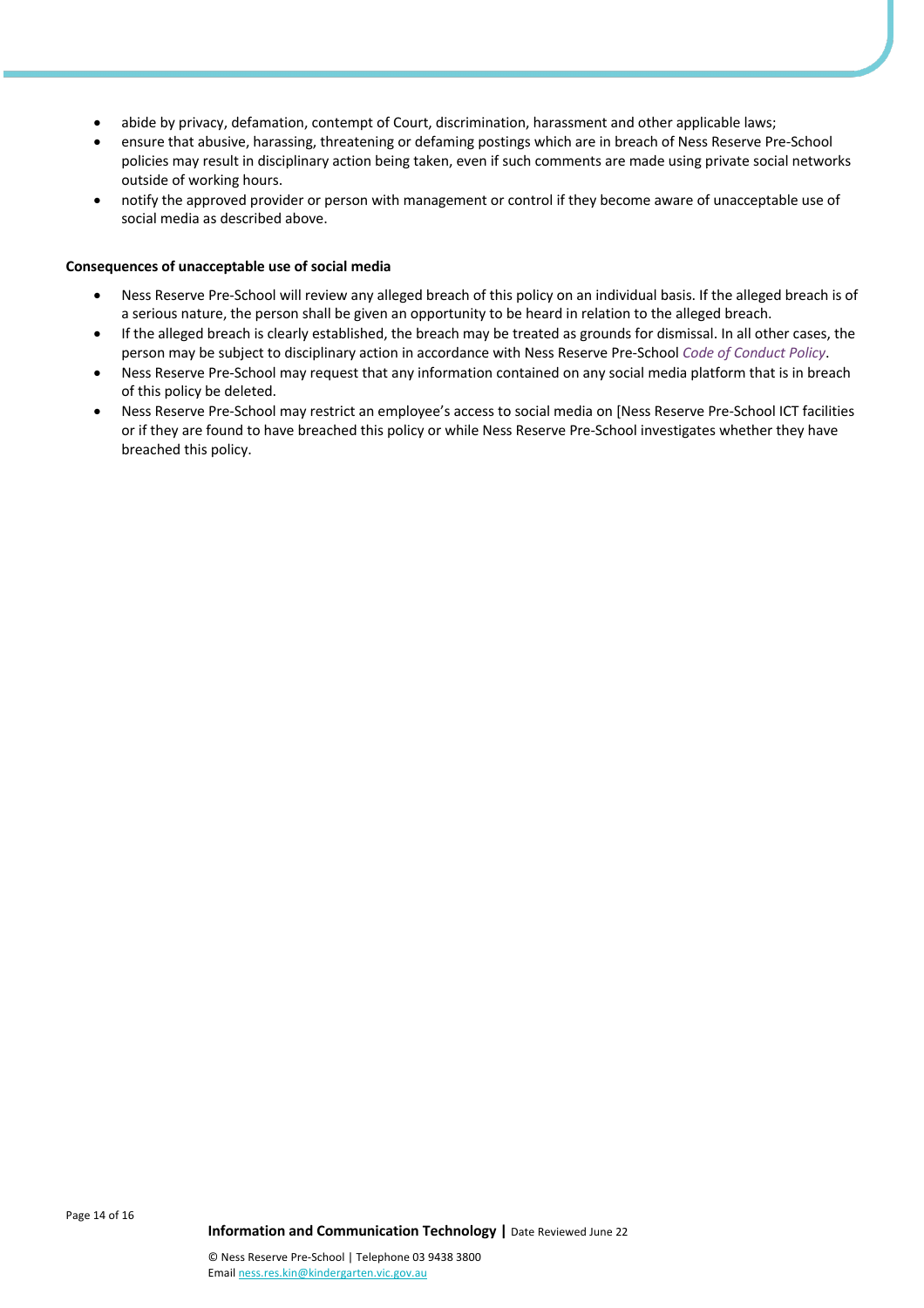- abide by privacy, defamation, contempt of Court, discrimination, harassment and other applicable laws;
- ensure that abusive, harassing, threatening or defaming postings which are in breach of Ness Reserve Pre-School policies may result in disciplinary action being taken, even if such comments are made using private social networks outside of working hours.
- notify the approved provider or person with management or control if they become aware of unacceptable use of social media as described above.

**Consequences of unacceptable use of social media**

- Ness Reserve Pre-School will review any alleged breach of this policy on an individual basis. If the alleged breach is of a serious nature, the person shall be given an opportunity to be heard in relation to the alleged breach.
- If the alleged breach is clearly established, the breach may be treated as grounds for dismissal. In all other cases, the person may be subject to disciplinary action in accordance with Ness Reserve Pre-School *Code of Conduct Policy*.
- Ness Reserve Pre-School may request that any information contained on any social media platform that is in breach of this policy be deleted.
- Ness Reserve Pre-School may restrict an employee's access to social media on [Ness Reserve Pre-School ICT facilities or if they are found to have breached this policy or while Ness Reserve Pre-School investigates whether they have breached this policy.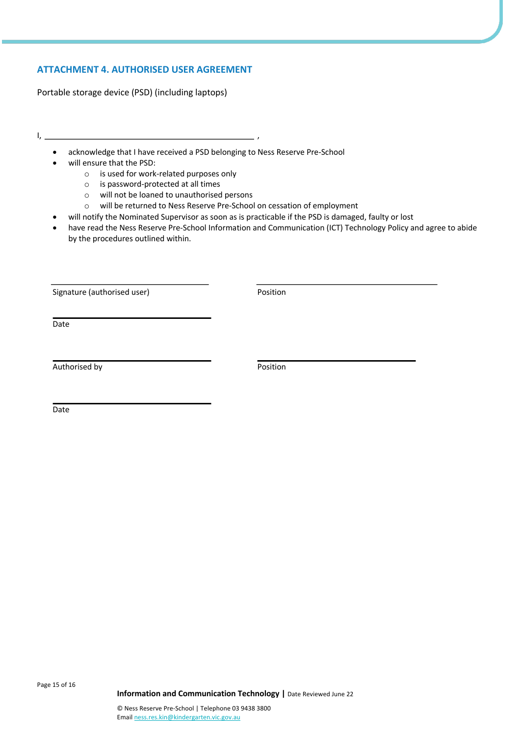## ATTACHMENT 4. AUTHORISED USER AGREEMENT

Portable storage device (PSD) (including laptops)

I, \_\_\_\_\_\_\_\_\_\_\_\_\_\_\_\_\_\_\_\_\_\_\_\_\_\_\_\_\_\_\_\_\_\_\_\_\_\_\_\_\_\_\_\_ ,

- acknowledge that I have received a PSD belonging to Ness Reserve Pre-School
- will ensure that the PSD:
  - is used for work-related purposes only
  - is password-protected at all times
  - will not be loaned to unauthorised persons
  - will be returned to Ness Reserve Pre-School on cessation of employment
- will notify the Nominated Supervisor as soon as is practicable if the PSD is damaged, faulty or lost
- have read the Ness Reserve Pre-School Information and Communication (ICT) Technology Policy and agree to abide by the procedures outlined within.

\_\_\_\_\_\_\_\_\_\_\_\_\_\_\_\_\_\_\_\_\_\_\_\_\_\_\_\_\_\_\_\_
Signature (authorised user)

\_\_\_\_\_\_\_\_\_\_\_\_\_\_\_\_\_\_\_\_\_\_\_\_\_\_\_\_\_\_\_\_
Position

\_\_\_\_\_\_\_\_\_\_\_\_\_\_\_\_\_\_\_\_\_\_\_\_\_\_\_\_\_\_\_\_
Date

\_\_\_\_\_\_\_\_\_\_\_\_\_\_\_\_\_\_\_\_\_\_\_\_\_\_\_\_\_\_\_\_
Authorised by

\_\_\_\_\_\_\_\_\_\_\_\_\_\_\_\_\_\_\_\_\_\_\_\_\_\_\_\_\_\_\_\_
Position

\_\_\_\_\_\_\_\_\_\_\_\_\_\_\_\_\_\_\_\_\_\_\_\_\_\_\_\_\_\_\_\_
Date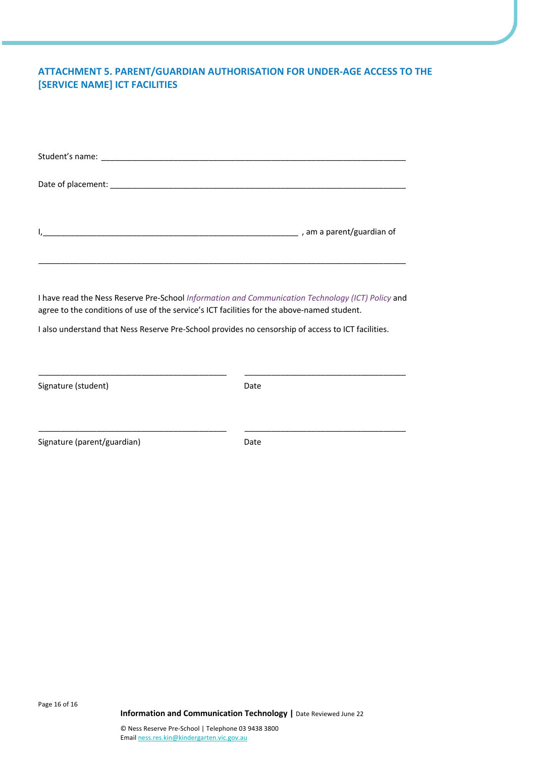## ATTACHMENT 5. PARENT/GUARDIAN AUTHORISATION FOR UNDER-AGE ACCESS TO THE [SERVICE NAME] ICT FACILITIES

Student's name: ____________________________________________________________________

Date of placement: __________________________________________________________________

I,__________________________________________________________ , am a parent/guardian of

_________________________________________________________________________________

I have read the Ness Reserve Pre-School *Information and Communication Technology (ICT) Policy* and agree to the conditions of use of the service's ICT facilities for the above-named student.

I also understand that Ness Reserve Pre-School provides no censorship of access to ICT facilities.

___________________________________________ ____________________________________

Signature (student) Date

___________________________________________ ____________________________________

Signature (parent/guardian) Date